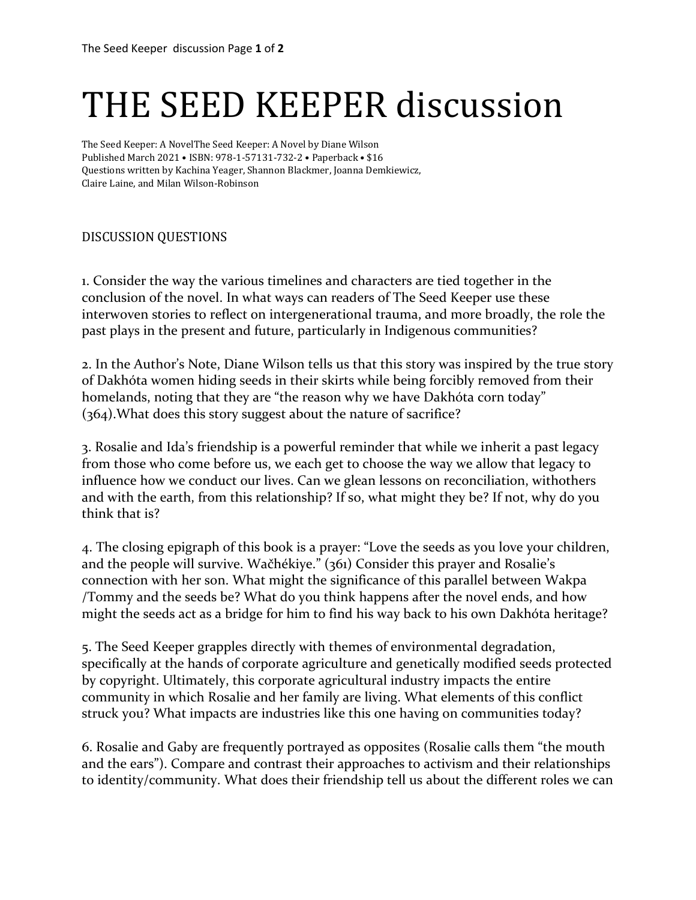# THE SEED KEEPER discussion

The Seed Keeper: A NovelThe Seed Keeper: A Novel by Diane Wilson
Published March 2021 • ISBN: 978-1-57131-732-2 • Paperback • $16
Questions written by Kachina Yeager, Shannon Blackmer, Joanna Demkiewicz, Claire Laine, and Milan Wilson-Robinson

DISCUSSION QUESTIONS

1. Consider the way the various timelines and characters are tied together in the conclusion of the novel. In what ways can readers of The Seed Keeper use these interwoven stories to reflect on intergenerational trauma, and more broadly, the role the past plays in the present and future, particularly in Indigenous communities?

2. In the Author's Note, Diane Wilson tells us that this story was inspired by the true story of Dakhóta women hiding seeds in their skirts while being forcibly removed from their homelands, noting that they are "the reason why we have Dakhóta corn today" (364).What does this story suggest about the nature of sacrifice?

3. Rosalie and Ida's friendship is a powerful reminder that while we inherit a past legacy from those who come before us, we each get to choose the way we allow that legacy to influence how we conduct our lives. Can we glean lessons on reconciliation, withothers and with the earth, from this relationship? If so, what might they be? If not, why do you think that is?

4. The closing epigraph of this book is a prayer: "Love the seeds as you love your children, and the people will survive. Wačhékiye." (361) Consider this prayer and Rosalie's connection with her son. What might the significance of this parallel between Wakpa /Tommy and the seeds be? What do you think happens after the novel ends, and how might the seeds act as a bridge for him to find his way back to his own Dakhóta heritage?

5. The Seed Keeper grapples directly with themes of environmental degradation, specifically at the hands of corporate agriculture and genetically modified seeds protected by copyright. Ultimately, this corporate agricultural industry impacts the entire community in which Rosalie and her family are living. What elements of this conflict struck you? What impacts are industries like this one having on communities today?

6. Rosalie and Gaby are frequently portrayed as opposites (Rosalie calls them "the mouth and the ears"). Compare and contrast their approaches to activism and their relationships to identity/community. What does their friendship tell us about the different roles we can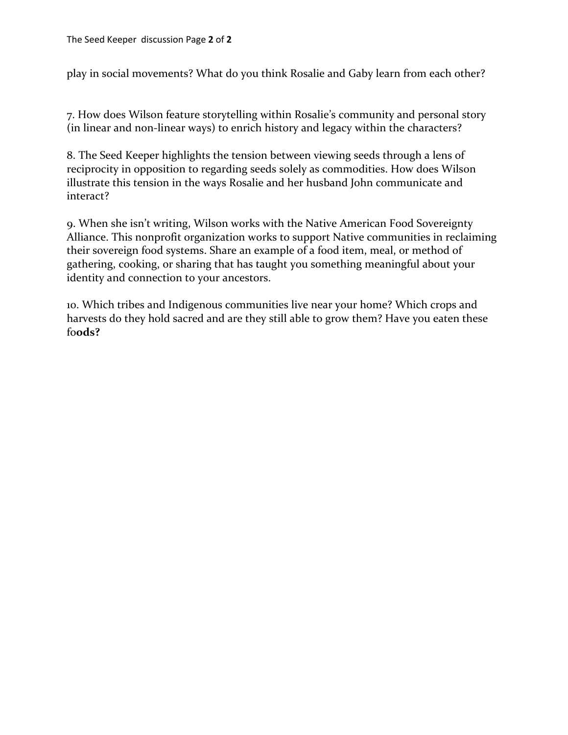play in social movements? What do you think Rosalie and Gaby learn from each other?

7. How does Wilson feature storytelling within Rosalie's community and personal story (in linear and non-linear ways) to enrich history and legacy within the characters?

8. The Seed Keeper highlights the tension between viewing seeds through a lens of reciprocity in opposition to regarding seeds solely as commodities. How does Wilson illustrate this tension in the ways Rosalie and her husband John communicate and interact?

9. When she isn't writing, Wilson works with the Native American Food Sovereignty Alliance. This nonprofit organization works to support Native communities in reclaiming their sovereign food systems. Share an example of a food item, meal, or method of gathering, cooking, or sharing that has taught you something meaningful about your identity and connection to your ancestors.

10. Which tribes and Indigenous communities live near your home? Which crops and harvests do they hold sacred and are they still able to grow them? Have you eaten these fo**ods?**